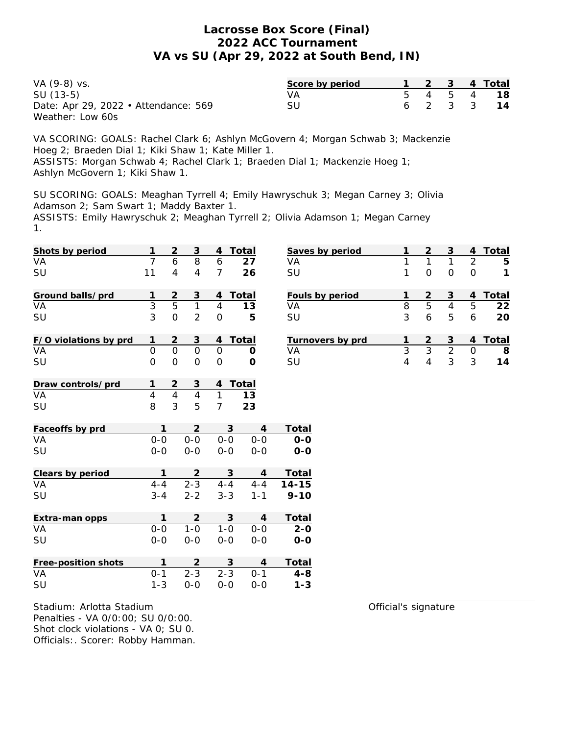# Lacrosse Box Score (Final)
## 2022 ACC Tournament
## VA vs SU (Apr 29, 2022 at South Bend, IN)

VA (9-8) vs.
SU (13-5)
Date: Apr 29, 2022 • Attendance: 569
Weather: Low 60s

| Score by period | 1 | 2 | 3 | 4 | Total |
|---|---|---|---|---|---|
| VA | 5 | 4 | 5 | 4 | **18** |
| SU | 6 | 2 | 3 | 3 | **14** |

VA SCORING: GOALS: Rachel Clark 6; Ashlyn McGovern 4; Morgan Schwab 3; Mackenzie Hoeg 2; Braeden Dial 1; Kiki Shaw 1; Kate Miller 1.
ASSISTS: Morgan Schwab 4; Rachel Clark 1; Braeden Dial 1; Mackenzie Hoeg 1; Ashlyn McGovern 1; Kiki Shaw 1.

SU SCORING: GOALS: Meaghan Tyrrell 4; Emily Hawryschuk 3; Megan Carney 3; Olivia Adamson 2; Sam Swart 1; Maddy Baxter 1.
ASSISTS: Emily Hawryschuk 2; Meaghan Tyrrell 2; Olivia Adamson 1; Megan Carney 1.

| Shots by period | 1 | 2 | 3 | 4 | Total |
|---|---|---|---|---|---|
| VA | 7 | 6 | 8 | 6 | **27** |
| SU | 11 | 4 | 4 | 7 | **26** |

| Saves by period | 1 | 2 | 3 | 4 | Total |
|---|---|---|---|---|---|
| VA | 1 | 1 | 1 | 2 | **5** |
| SU | 1 | 0 | 0 | 0 | **1** |

| Ground balls/prd | 1 | 2 | 3 | 4 | Total |
|---|---|---|---|---|---|
| VA | 3 | 5 | 1 | 4 | **13** |
| SU | 3 | 0 | 2 | 0 | **5** |

| Fouls by period | 1 | 2 | 3 | 4 | Total |
|---|---|---|---|---|---|
| VA | 8 | 5 | 4 | 5 | **22** |
| SU | 3 | 6 | 5 | 6 | **20** |

| F/O violations by prd | 1 | 2 | 3 | 4 | Total |
|---|---|---|---|---|---|
| VA | 0 | 0 | 0 | 0 | **0** |
| SU | 0 | 0 | 0 | 0 | **0** |

| Turnovers by prd | 1 | 2 | 3 | 4 | Total |
|---|---|---|---|---|---|
| VA | 3 | 3 | 2 | 0 | **8** |
| SU | 4 | 4 | 3 | 3 | **14** |

| Draw controls/prd | 1 | 2 | 3 | 4 | Total |
|---|---|---|---|---|---|
| VA | 4 | 4 | 4 | 1 | **13** |
| SU | 8 | 3 | 5 | 7 | **23** |

| Faceoffs by prd | 1 | 2 | 3 | 4 | Total |
|---|---|---|---|---|---|
| VA | 0-0 | 0-0 | 0-0 | 0-0 | **0-0** |
| SU | 0-0 | 0-0 | 0-0 | 0-0 | **0-0** |

| Clears by period | 1 | 2 | 3 | 4 | Total |
|---|---|---|---|---|---|
| VA | 4-4 | 2-3 | 4-4 | 4-4 | **14-15** |
| SU | 3-4 | 2-2 | 3-3 | 1-1 | **9-10** |

| Extra-man opps | 1 | 2 | 3 | 4 | Total |
|---|---|---|---|---|---|
| VA | 0-0 | 1-0 | 1-0 | 0-0 | **2-0** |
| SU | 0-0 | 0-0 | 0-0 | 0-0 | **0-0** |

| Free-position shots | 1 | 2 | 3 | 4 | Total |
|---|---|---|---|---|---|
| VA | 0-1 | 2-3 | 2-3 | 0-1 | **4-8** |
| SU | 1-3 | 0-0 | 0-0 | 0-0 | **1-3** |

Stadium: Arlotta Stadium
Penalties - VA 0/0:00; SU 0/0:00.
Shot clock violations - VA 0; SU 0.
Officials:. Scorer: Robby Hamman.

Official's signature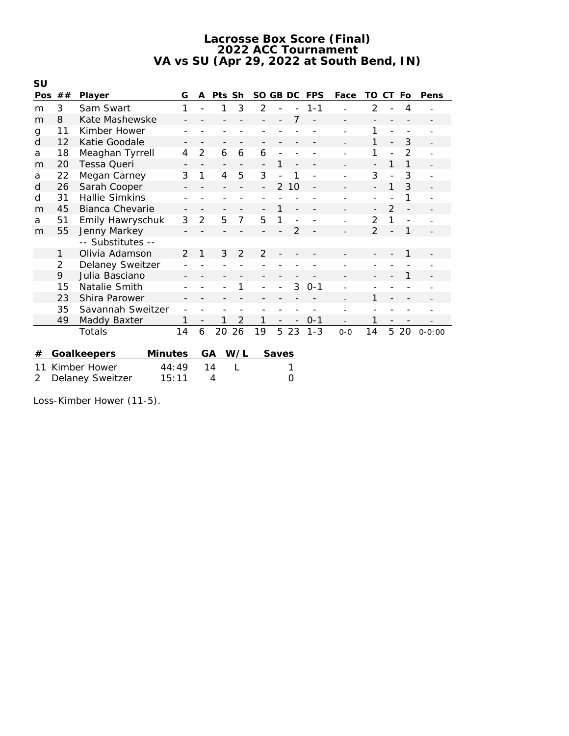# Lacrosse Box Score (Final)
## 2022 ACC Tournament
## VA vs SU (Apr 29, 2022 at South Bend, IN)

**SU**

| Pos | ## | Player | G | A | Pts | Sh | SO | GB | DC | FPS | Face | TO | CT | Fo | Pens |
|---|---|---|---|---|---|---|---|---|---|---|---|---|---|---|---|
| m | 3 | Sam Swart | 1 | - | 1 | 3 | 2 | - | - | 1-1 | - | 2 | - | 4 | - |
| m | 8 | Kate Mashewske | - | - | - | - | - | - | 7 | - | - | - | - | - | - |
| g | 11 | Kimber Hower | - | - | - | - | - | - | - | - | - | 1 | - | - | - |
| d | 12 | Katie Goodale | - | - | - | - | - | - | - | - | - | 1 | - | 3 | - |
| a | 18 | Meaghan Tyrrell | 4 | 2 | 6 | 6 | 6 | - | - | - | - | 1 | - | 2 | - |
| m | 20 | Tessa Queri | - | - | - | - | - | 1 | - | - | - | - | 1 | 1 | - |
| a | 22 | Megan Carney | 3 | 1 | 4 | 5 | 3 | - | 1 | - | - | 3 | - | 3 | - |
| d | 26 | Sarah Cooper | - | - | - | - | - | 2 | 10 | - | - | - | 1 | 3 | - |
| d | 31 | Hallie Simkins | - | - | - | - | - | - | - | - | - | - | - | 1 | - |
| m | 45 | Bianca Chevarie | - | - | - | - | - | 1 | - | - | - | - | 2 | - | - |
| a | 51 | Emily Hawryschuk | 3 | 2 | 5 | 7 | 5 | 1 | - | - | - | 2 | 1 | - | - |
| m | 55 | Jenny Markey | - | - | - | - | - | - | 2 | - | - | 2 | - | 1 | - |
| | | -- Substitutes -- | | | | | | | | | | | | | |
| | 1 | Olivia Adamson | 2 | 1 | 3 | 2 | 2 | - | - | - | - | - | - | 1 | - |
| | 2 | Delaney Sweitzer | - | - | - | - | - | - | - | - | - | - | - | - | - |
| | 9 | Julia Basciano | - | - | - | - | - | - | - | - | - | - | - | 1 | - |
| | 15 | Natalie Smith | - | - | - | 1 | - | - | 3 | 0-1 | - | - | - | - | - |
| | 23 | Shira Parower | - | - | - | - | - | - | - | - | - | 1 | - | - | - |
| | 35 | Savannah Sweitzer | - | - | - | - | - | - | - | - | - | - | - | - | - |
| | 49 | Maddy Baxter | 1 | - | 1 | 2 | 1 | - | - | 0-1 | - | 1 | - | - | - |
| | | Totals | 14 | 6 | 20 | 26 | 19 | 5 | 23 | 1-3 | 0-0 | 14 | 5 | 20 | 0-0:00 |

| # | Goalkeepers | Minutes | GA | W/L | Saves |
|---|---|---|---|---|---|
| 11 | Kimber Hower | 44:49 | 14 | L | 1 |
| 2 | Delaney Sweitzer | 15:11 | 4 | | 0 |

Loss-Kimber Hower (11-5).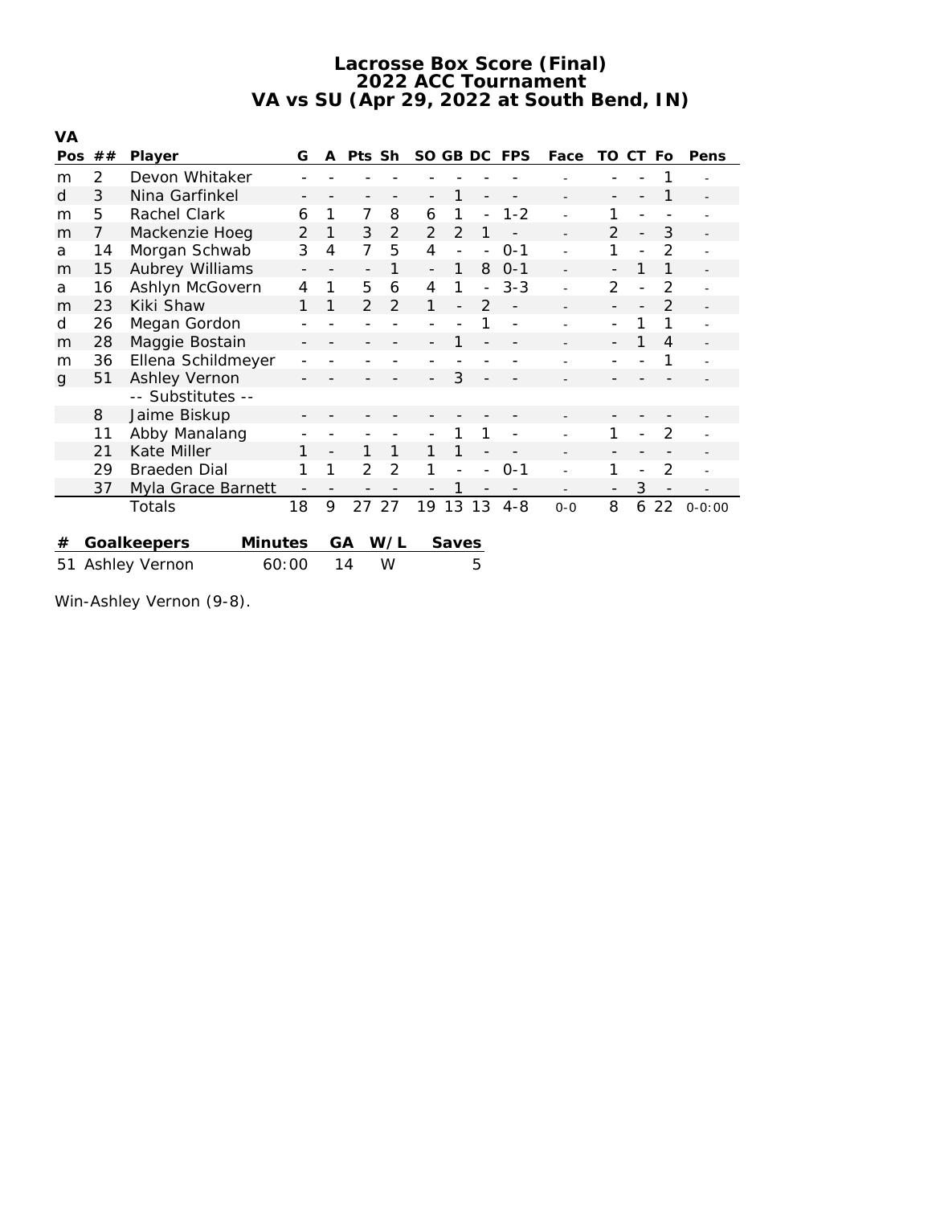# Lacrosse Box Score (Final)
## 2022 ACC Tournament
## VA vs SU (Apr 29, 2022 at South Bend, IN)

**VA**

| Pos | ## | Player | G | A | Pts | Sh | SO | GB | DC | FPS | Face | TO | CT | Fo | Pens |
|---|---|---|---|---|---|---|---|---|---|---|---|---|---|---|---|
| m | 2 | Devon Whitaker | - | - | - | - | - | - | - | - | - | - | - | 1 | - |
| d | 3 | Nina Garfinkel | - | - | - | - | - | 1 | - | - | - | - | - | 1 | - |
| m | 5 | Rachel Clark | 6 | 1 | 7 | 8 | 6 | 1 | - | 1-2 | - | 1 | - | - | - |
| m | 7 | Mackenzie Hoeg | 2 | 1 | 3 | 2 | 2 | 2 | 1 | - | - | 2 | - | 3 | - |
| a | 14 | Morgan Schwab | 3 | 4 | 7 | 5 | 4 | - | - | 0-1 | - | 1 | - | 2 | - |
| m | 15 | Aubrey Williams | - | - | - | 1 | - | 1 | 8 | 0-1 | - | - | 1 | 1 | - |
| a | 16 | Ashlyn McGovern | 4 | 1 | 5 | 6 | 4 | 1 | - | 3-3 | - | 2 | - | 2 | - |
| m | 23 | Kiki Shaw | 1 | 1 | 2 | 2 | 1 | - | 2 | - | - | - | - | 2 | - |
| d | 26 | Megan Gordon | - | - | - | - | - | - | 1 | - | - | - | 1 | 1 | - |
| m | 28 | Maggie Bostain | - | - | - | - | - | 1 | - | - | - | - | 1 | 4 | - |
| m | 36 | Ellena Schildmeyer | - | - | - | - | - | - | - | - | - | - | - | 1 | - |
| g | 51 | Ashley Vernon | - | - | - | - | - | 3 | - | - | - | - | - | - | - |
| | | -- Substitutes -- | | | | | | | | | | | | | |
| | 8 | Jaime Biskup | - | - | - | - | - | - | - | - | - | - | - | - | - |
| | 11 | Abby Manalang | - | - | - | - | - | 1 | 1 | - | - | 1 | - | 2 | - |
| | 21 | Kate Miller | 1 | - | 1 | 1 | 1 | 1 | - | - | - | - | - | - | - |
| | 29 | Braeden Dial | 1 | 1 | 2 | 2 | 1 | - | - | 0-1 | - | 1 | - | 2 | - |
| | 37 | Myla Grace Barnett | - | - | - | - | - | 1 | - | - | - | - | 3 | - | - |
| | | Totals | 18 | 9 | 27 | 27 | 19 | 13 | 13 | 4-8 | 0-0 | 8 | 6 | 22 | 0-0:00 |

| # | Goalkeepers | Minutes | GA | W/L | Saves |
|---|---|---|---|---|---|
| 51 | Ashley Vernon | 60:00 | 14 | W | 5 |

Win-Ashley Vernon (9-8).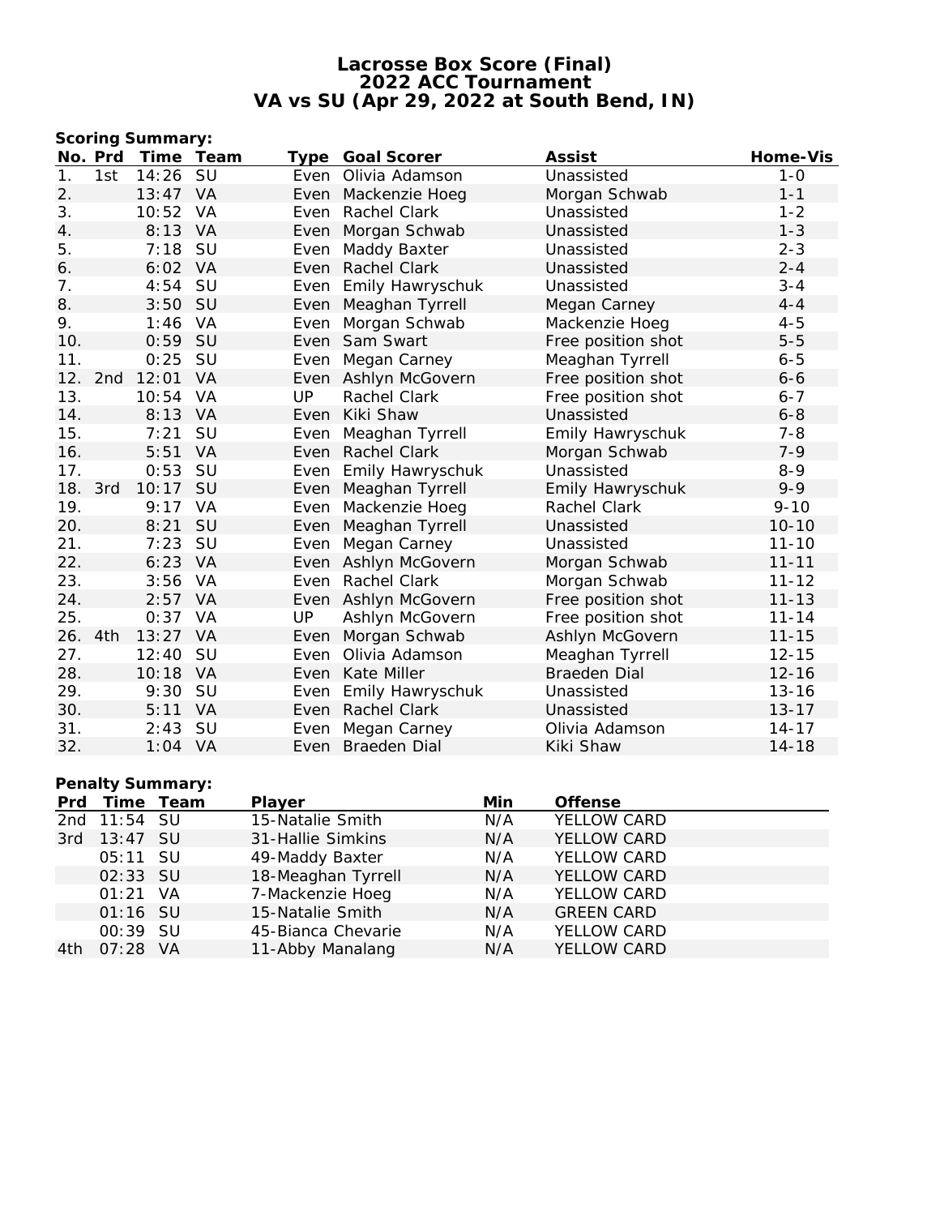# Lacrosse Box Score (Final)
## 2022 ACC Tournament
## VA vs SU (Apr 29, 2022 at South Bend, IN)

**Scoring Summary:**

| No. | Prd | Time | Team | Type | Goal Scorer | Assist | Home-Vis |
|---|---|---|---|---|---|---|---|
| 1. | 1st | 14:26 | SU | Even | Olivia Adamson | Unassisted | 1-0 |
| 2. | | 13:47 | VA | Even | Mackenzie Hoeg | Morgan Schwab | 1-1 |
| 3. | | 10:52 | VA | Even | Rachel Clark | Unassisted | 1-2 |
| 4. | | 8:13 | VA | Even | Morgan Schwab | Unassisted | 1-3 |
| 5. | | 7:18 | SU | Even | Maddy Baxter | Unassisted | 2-3 |
| 6. | | 6:02 | VA | Even | Rachel Clark | Unassisted | 2-4 |
| 7. | | 4:54 | SU | Even | Emily Hawryschuk | Unassisted | 3-4 |
| 8. | | 3:50 | SU | Even | Meaghan Tyrrell | Megan Carney | 4-4 |
| 9. | | 1:46 | VA | Even | Morgan Schwab | Mackenzie Hoeg | 4-5 |
| 10. | | 0:59 | SU | Even | Sam Swart | Free position shot | 5-5 |
| 11. | | 0:25 | SU | Even | Megan Carney | Meaghan Tyrrell | 6-5 |
| 12. | 2nd | 12:01 | VA | Even | Ashlyn McGovern | Free position shot | 6-6 |
| 13. | | 10:54 | VA | UP | Rachel Clark | Free position shot | 6-7 |
| 14. | | 8:13 | VA | Even | Kiki Shaw | Unassisted | 6-8 |
| 15. | | 7:21 | SU | Even | Meaghan Tyrrell | Emily Hawryschuk | 7-8 |
| 16. | | 5:51 | VA | Even | Rachel Clark | Morgan Schwab | 7-9 |
| 17. | | 0:53 | SU | Even | Emily Hawryschuk | Unassisted | 8-9 |
| 18. | 3rd | 10:17 | SU | Even | Meaghan Tyrrell | Emily Hawryschuk | 9-9 |
| 19. | | 9:17 | VA | Even | Mackenzie Hoeg | Rachel Clark | 9-10 |
| 20. | | 8:21 | SU | Even | Meaghan Tyrrell | Unassisted | 10-10 |
| 21. | | 7:23 | SU | Even | Megan Carney | Unassisted | 11-10 |
| 22. | | 6:23 | VA | Even | Ashlyn McGovern | Morgan Schwab | 11-11 |
| 23. | | 3:56 | VA | Even | Rachel Clark | Morgan Schwab | 11-12 |
| 24. | | 2:57 | VA | Even | Ashlyn McGovern | Free position shot | 11-13 |
| 25. | | 0:37 | VA | UP | Ashlyn McGovern | Free position shot | 11-14 |
| 26. | 4th | 13:27 | VA | Even | Morgan Schwab | Ashlyn McGovern | 11-15 |
| 27. | | 12:40 | SU | Even | Olivia Adamson | Meaghan Tyrrell | 12-15 |
| 28. | | 10:18 | VA | Even | Kate Miller | Braeden Dial | 12-16 |
| 29. | | 9:30 | SU | Even | Emily Hawryschuk | Unassisted | 13-16 |
| 30. | | 5:11 | VA | Even | Rachel Clark | Unassisted | 13-17 |
| 31. | | 2:43 | SU | Even | Megan Carney | Olivia Adamson | 14-17 |
| 32. | | 1:04 | VA | Even | Braeden Dial | Kiki Shaw | 14-18 |

**Penalty Summary:**

| Prd | Time | Team | Player | Min | Offense |
|---|---|---|---|---|---|
| 2nd | 11:54 | SU | 15-Natalie Smith | N/A | YELLOW CARD |
| 3rd | 13:47 | SU | 31-Hallie Simkins | N/A | YELLOW CARD |
| | 05:11 | SU | 49-Maddy Baxter | N/A | YELLOW CARD |
| | 02:33 | SU | 18-Meaghan Tyrrell | N/A | YELLOW CARD |
| | 01:21 | VA | 7-Mackenzie Hoeg | N/A | YELLOW CARD |
| | 01:16 | SU | 15-Natalie Smith | N/A | GREEN CARD |
| | 00:39 | SU | 45-Bianca Chevarie | N/A | YELLOW CARD |
| 4th | 07:28 | VA | 11-Abby Manalang | N/A | YELLOW CARD |